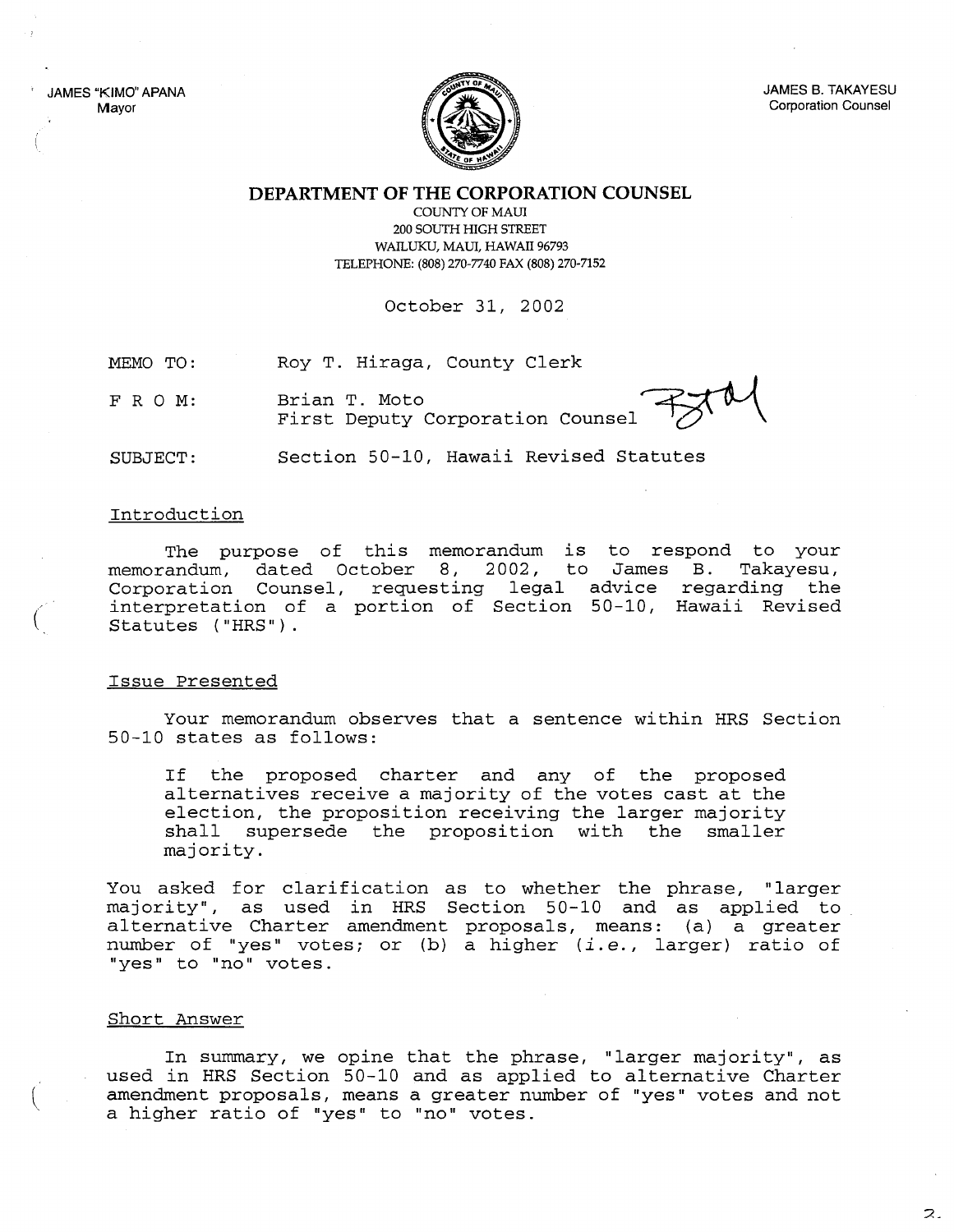JAMES "KIMO" APANA
Mayor

JAMES B. TAKAYESU
Corporation Counsel

# DEPARTMENT OF THE CORPORATION COUNSEL

COUNTY OF MAUI
200 SOUTH HIGH STREET
WAILUKU, MAUI, HAWAII 96793
TELEPHONE: (808) 270-7740 FAX (808) 270-7152

October 31, 2002

MEMO TO: Roy T. Hiraga, County Clerk

F R O M: Brian T. Moto
First Deputy Corporation Counsel

SUBJECT: Section 50-10, Hawaii Revised Statutes

## Introduction

The purpose of this memorandum is to respond to your memorandum, dated October 8, 2002, to James B. Takayesu, Corporation Counsel, requesting legal advice regarding the interpretation of a portion of Section 50-10, Hawaii Revised Statutes ("HRS").

## Issue Presented

Your memorandum observes that a sentence within HRS Section 50-10 states as follows:

> If the proposed charter and any of the proposed alternatives receive a majority of the votes cast at the election, the proposition receiving the larger majority shall supersede the proposition with the smaller majority.

You asked for clarification as to whether the phrase, "larger majority", as used in HRS Section 50-10 and as applied to alternative Charter amendment proposals, means: (a) a greater number of "yes" votes; or (b) a higher (*i.e.*, larger) ratio of "yes" to "no" votes.

## Short Answer

In summary, we opine that the phrase, "larger majority", as used in HRS Section 50-10 and as applied to alternative Charter amendment proposals, means a greater number of "yes" votes and not a higher ratio of "yes" to "no" votes.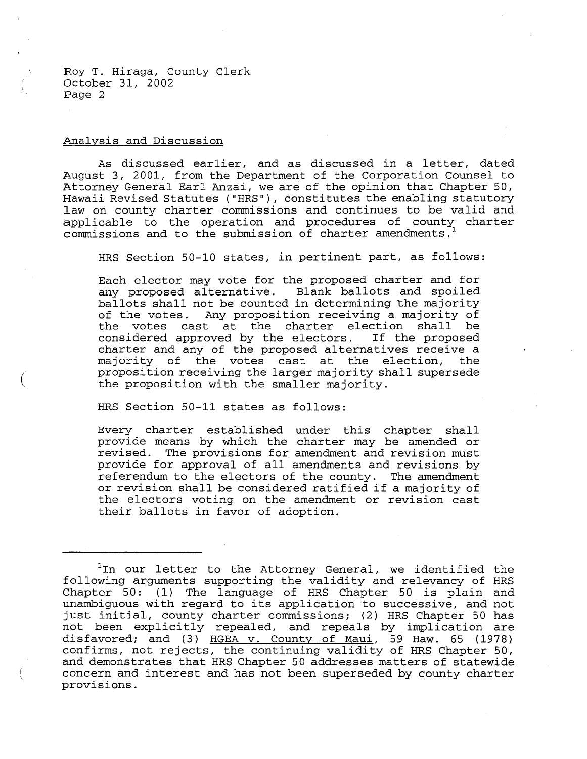Analysis and Discussion

As discussed earlier, and as discussed in a letter, dated August 3, 2001, from the Department of the Corporation Counsel to Attorney General Earl Anzai, we are of the opinion that Chapter 50, Hawaii Revised Statutes ("HRS"), constitutes the enabling statutory law on county charter commissions and continues to be valid and applicable to the operation and procedures of county charter commissions and to the submission of charter amendments.[1]

HRS Section 50-10 states, in pertinent part, as follows:

> Each elector may vote for the proposed charter and for any proposed alternative. Blank ballots and spoiled ballots shall not be counted in determining the majority of the votes. Any proposition receiving a majority of the votes cast at the charter election shall be considered approved by the electors. If the proposed charter and any of the proposed alternatives receive a majority of the votes cast at the election, the proposition receiving the larger majority shall supersede the proposition with the smaller majority.

HRS Section 50-11 states as follows:

> Every charter established under this chapter shall provide means by which the charter may be amended or revised. The provisions for amendment and revision must provide for approval of all amendments and revisions by referendum to the electors of the county. The amendment or revision shall be considered ratified if a majority of the electors voting on the amendment or revision cast their ballots in favor of adoption.

---

[1] In our letter to the Attorney General, we identified the following arguments supporting the validity and relevancy of HRS Chapter 50: (1) The language of HRS Chapter 50 is plain and unambiguous with regard to its application to successive, and not just initial, county charter commissions; (2) HRS Chapter 50 has not been explicitly repealed, and repeals by implication are disfavored; and (3) HGEA v. County of Maui, 59 Haw. 65 (1978) confirms, not rejects, the continuing validity of HRS Chapter 50, and demonstrates that HRS Chapter 50 addresses matters of statewide concern and interest and has not been superseded by county charter provisions.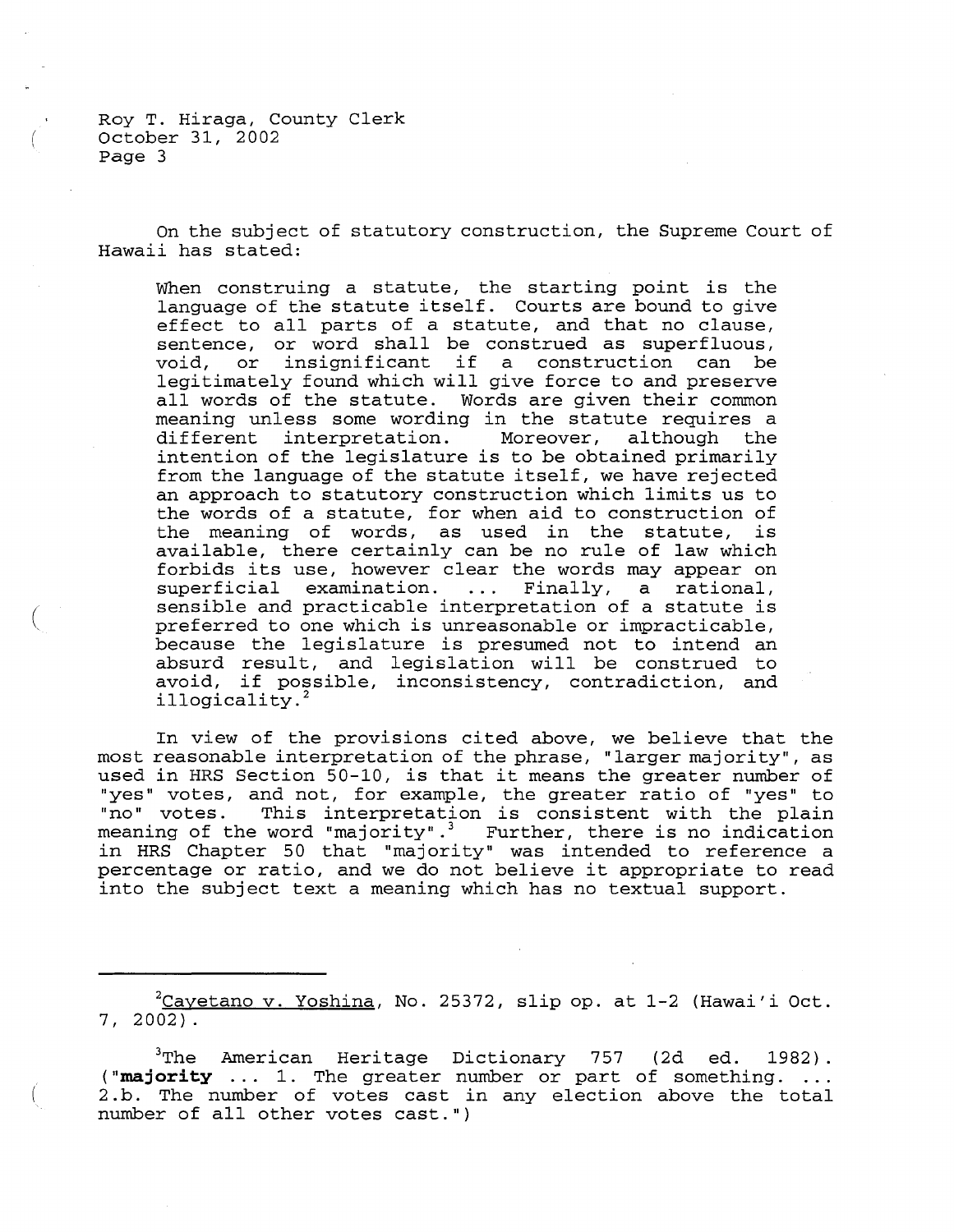On the subject of statutory construction, the Supreme Court of Hawaii has stated:

> When construing a statute, the starting point is the language of the statute itself. Courts are bound to give effect to all parts of a statute, and that no clause, sentence, or word shall be construed as superfluous, void, or insignificant if a construction can be legitimately found which will give force to and preserve all words of the statute. Words are given their common meaning unless some wording in the statute requires a different interpretation. Moreover, although the intention of the legislature is to be obtained primarily from the language of the statute itself, we have rejected an approach to statutory construction which limits us to the words of a statute, for when aid to construction of the meaning of words, as used in the statute, is available, there certainly can be no rule of law which forbids its use, however clear the words may appear on superficial examination. ... Finally, a rational, sensible and practicable interpretation of a statute is preferred to one which is unreasonable or impracticable, because the legislature is presumed not to intend an absurd result, and legislation will be construed to avoid, if possible, inconsistency, contradiction, and illogicality.[2]

In view of the provisions cited above, we believe that the most reasonable interpretation of the phrase, "larger majority", as used in HRS Section 50-10, is that it means the greater number of "yes" votes, and not, for example, the greater ratio of "yes" to "no" votes. This interpretation is consistent with the plain meaning of the word "majority".[3] Further, there is no indication in HRS Chapter 50 that "majority" was intended to reference a percentage or ratio, and we do not believe it appropriate to read into the subject text a meaning which has no textual support.

---

[2] Cayetano v. Yoshina, No. 25372, slip op. at 1-2 (Hawai'i Oct. 7, 2002).

[3] The American Heritage Dictionary 757 (2d ed. 1982). ("**majority** ... 1. The greater number or part of something. ... 2.b. The number of votes cast in any election above the total number of all other votes cast.")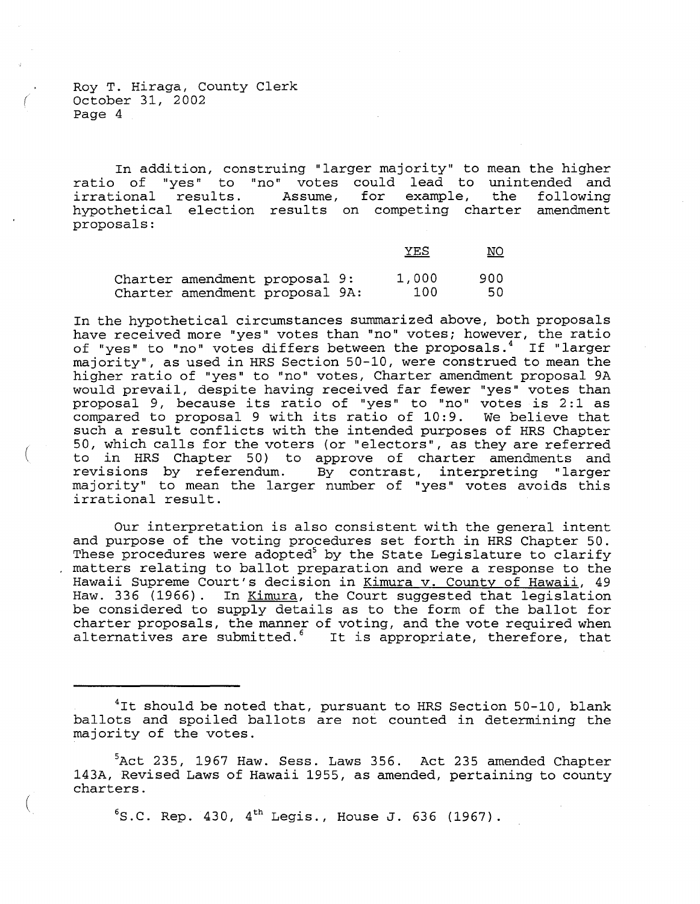In addition, construing "larger majority" to mean the higher ratio of "yes" to "no" votes could lead to unintended and irrational results. Assume, for example, the following hypothetical election results on competing charter amendment proposals:

| | YES | NO |
|---|---|---|
| Charter amendment proposal 9: | 1,000 | 900 |
| Charter amendment proposal 9A: | 100 | 50 |

In the hypothetical circumstances summarized above, both proposals have received more "yes" votes than "no" votes; however, the ratio of "yes" to "no" votes differs between the proposals.[4] If "larger majority", as used in HRS Section 50-10, were construed to mean the higher ratio of "yes" to "no" votes, Charter amendment proposal 9A would prevail, despite having received far fewer "yes" votes than proposal 9, because its ratio of "yes" to "no" votes is 2:1 as compared to proposal 9 with its ratio of 10:9. We believe that such a result conflicts with the intended purposes of HRS Chapter 50, which calls for the voters (or "electors", as they are referred to in HRS Chapter 50) to approve of charter amendments and revisions by referendum. By contrast, interpreting "larger majority" to mean the larger number of "yes" votes avoids this irrational result.

Our interpretation is also consistent with the general intent and purpose of the voting procedures set forth in HRS Chapter 50. These procedures were adopted[5] by the State Legislature to clarify matters relating to ballot preparation and were a response to the Hawaii Supreme Court's decision in Kimura v. County of Hawaii, 49 Haw. 336 (1966). In Kimura, the Court suggested that legislation be considered to supply details as to the form of the ballot for charter proposals, the manner of voting, and the vote required when alternatives are submitted.[6] It is appropriate, therefore, that

---

[4]It should be noted that, pursuant to HRS Section 50-10, blank ballots and spoiled ballots are not counted in determining the majority of the votes.

[5]Act 235, 1967 Haw. Sess. Laws 356. Act 235 amended Chapter 143A, Revised Laws of Hawaii 1955, as amended, pertaining to county charters.

[6]S.C. Rep. 430, 4th Legis., House J. 636 (1967).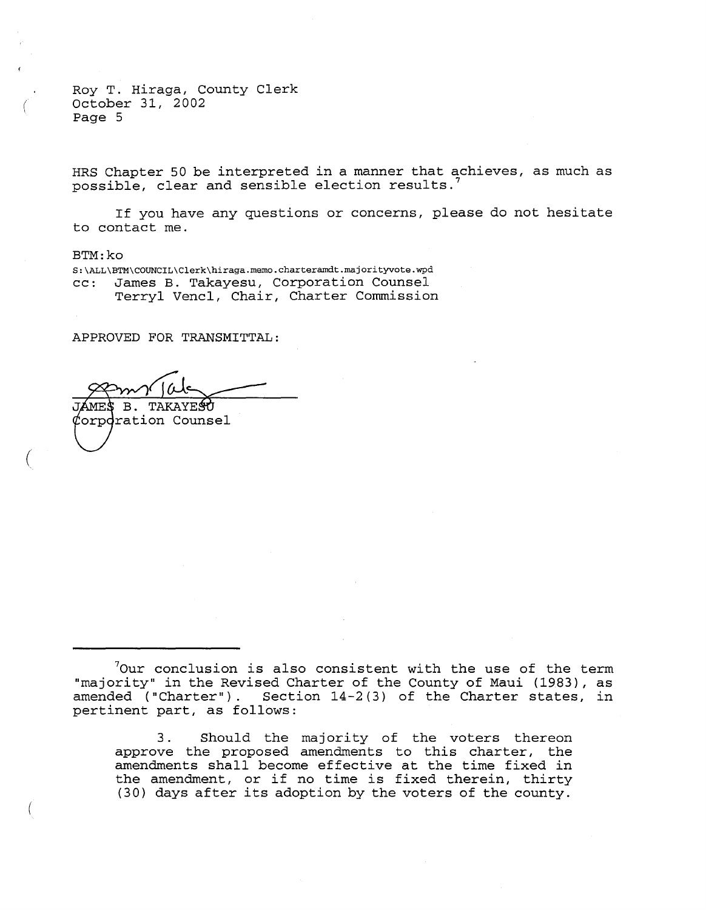HRS Chapter 50 be interpreted in a manner that achieves, as much as possible, clear and sensible election results.[7]

If you have any questions or concerns, please do not hesitate to contact me.

BTM:ko
S:\ALL\BTM\COUNCIL\Clerk\hiraga.memo.charteramdt.majorityvote.wpd
cc: James B. Takayesu, Corporation Counsel
Terryl Vencl, Chair, Charter Commission

APPROVED FOR TRANSMITTAL:

JAMES B. TAKAYESU
Corporation Counsel

---

[7]Our conclusion is also consistent with the use of the term "majority" in the Revised Charter of the County of Maui (1983), as amended ("Charter"). Section 14-2(3) of the Charter states, in pertinent part, as follows:

> 3. Should the majority of the voters thereon approve the proposed amendments to this charter, the amendments shall become effective at the time fixed in the amendment, or if no time is fixed therein, thirty (30) days after its adoption by the voters of the county.